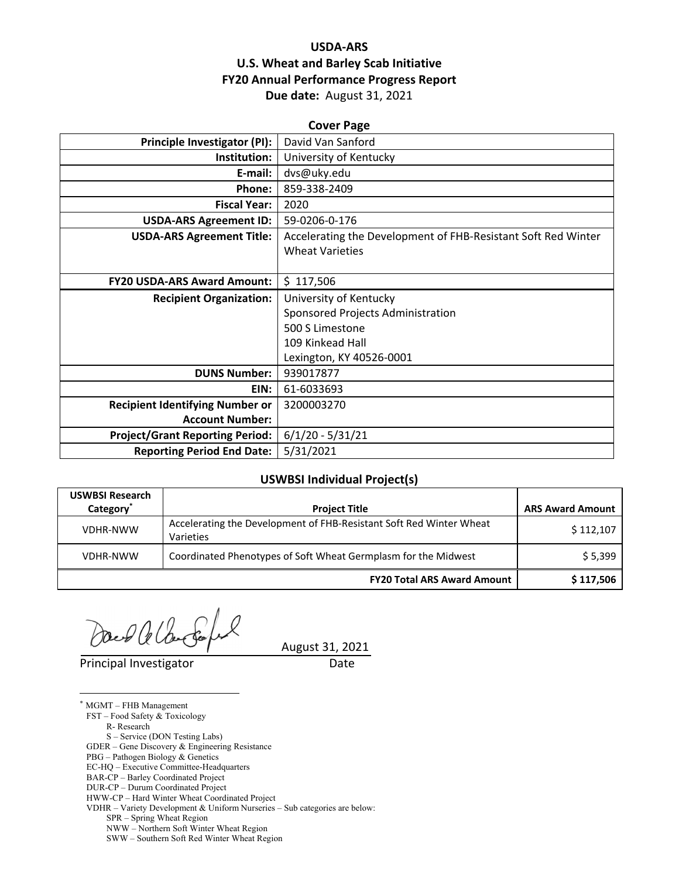# USDA-ARS
# U.S. Wheat and Barley Scab Initiative
# FY20 Annual Performance Progress Report

**Due date:** August 31, 2021

## Cover Page

| | |
|---|---|
| **Principle Investigator (PI):** | David Van Sanford |
| **Institution:** | University of Kentucky |
| **E-mail:** | dvs@uky.edu |
| **Phone:** | 859-338-2409 |
| **Fiscal Year:** | 2020 |
| **USDA-ARS Agreement ID:** | 59-0206-0-176 |
| **USDA-ARS Agreement Title:** | Accelerating the Development of FHB-Resistant Soft Red Winter Wheat Varieties |
| **FY20 USDA-ARS Award Amount:** | $ 117,506 |
| **Recipient Organization:** | University of Kentucky<br>Sponsored Projects Administration<br>500 S Limestone<br>109 Kinkead Hall<br>Lexington, KY 40526-0001 |
| **DUNS Number:** | 939017877 |
| **EIN:** | 61-6033693 |
| **Recipient Identifying Number or Account Number:** | 3200003270 |
| **Project/Grant Reporting Period:** | 6/1/20 - 5/31/21 |
| **Reporting Period End Date:** | 5/31/2021 |

## USWBSI Individual Project(s)

| USWBSI Research Category[*] | Project Title | ARS Award Amount |
|---|---|---|
| VDHR-NWW | Accelerating the Development of FHB-Resistant Soft Red Winter Wheat Varieties | $ 112,107 |
| VDHR-NWW | Coordinated Phenotypes of Soft Wheat Germplasm for the Midwest | $ 5,399 |
| | **FY20 Total ARS Award Amount** | **$ 117,506** |

Principal Investigator — Date: August 31, 2021

[*] MGMT – FHB Management
FST – Food Safety & Toxicology
- R- Research
- S – Service (DON Testing Labs)

GDER – Gene Discovery & Engineering Resistance
PBG – Pathogen Biology & Genetics
EC-HQ – Executive Committee-Headquarters
BAR-CP – Barley Coordinated Project
DUR-CP – Durum Coordinated Project
HWW-CP – Hard Winter Wheat Coordinated Project
VDHR – Variety Development & Uniform Nurseries – Sub categories are below:
- SPR – Spring Wheat Region
- NWW – Northern Soft Winter Wheat Region
- SWW – Southern Soft Red Winter Wheat Region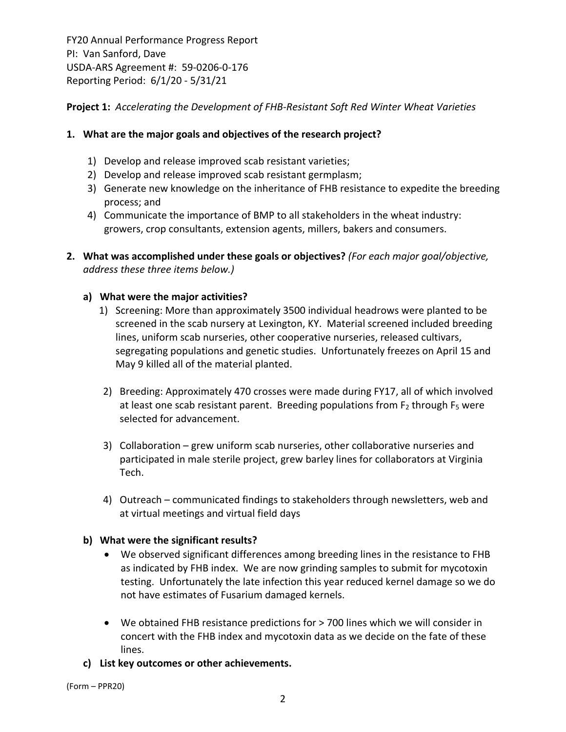FY20 Annual Performance Progress Report
PI: Van Sanford, Dave
USDA-ARS Agreement #: 59-0206-0-176
Reporting Period: 6/1/20 - 5/31/21

**Project 1:** *Accelerating the Development of FHB-Resistant Soft Red Winter Wheat Varieties*

**1. What are the major goals and objectives of the research project?**

1) Develop and release improved scab resistant varieties;
2) Develop and release improved scab resistant germplasm;
3) Generate new knowledge on the inheritance of FHB resistance to expedite the breeding process; and
4) Communicate the importance of BMP to all stakeholders in the wheat industry: growers, crop consultants, extension agents, millers, bakers and consumers.

**2. What was accomplished under these goals or objectives?** *(For each major goal/objective, address these three items below.)*

**a) What were the major activities?**

1) Screening: More than approximately 3500 individual headrows were planted to be screened in the scab nursery at Lexington, KY. Material screened included breeding lines, uniform scab nurseries, other cooperative nurseries, released cultivars, segregating populations and genetic studies. Unfortunately freezes on April 15 and May 9 killed all of the material planted.

2) Breeding: Approximately 470 crosses were made during FY17, all of which involved at least one scab resistant parent. Breeding populations from $F_2$ through $F_5$ were selected for advancement.

3) Collaboration – grew uniform scab nurseries, other collaborative nurseries and participated in male sterile project, grew barley lines for collaborators at Virginia Tech.

4) Outreach – communicated findings to stakeholders through newsletters, web and at virtual meetings and virtual field days

**b) What were the significant results?**

- We observed significant differences among breeding lines in the resistance to FHB as indicated by FHB index. We are now grinding samples to submit for mycotoxin testing. Unfortunately the late infection this year reduced kernel damage so we do not have estimates of Fusarium damaged kernels.

- We obtained FHB resistance predictions for > 700 lines which we will consider in concert with the FHB index and mycotoxin data as we decide on the fate of these lines.

**c) List key outcomes or other achievements.**

(Form – PPR20)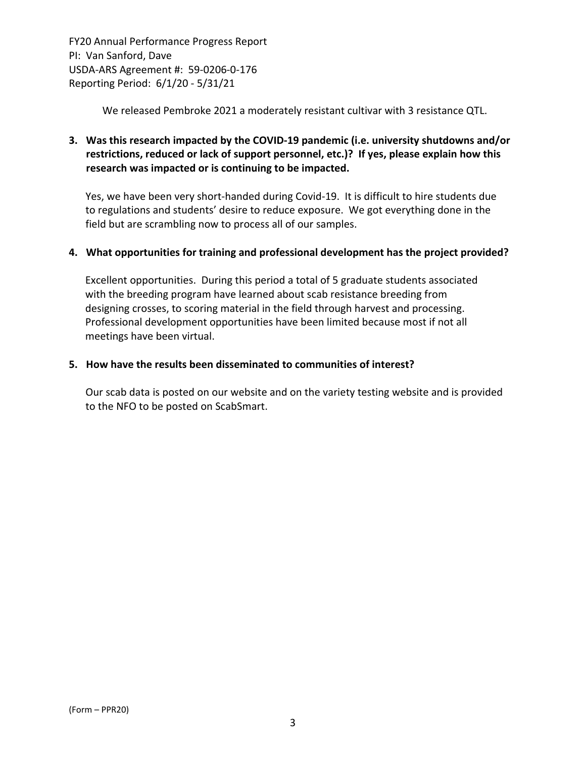We released Pembroke 2021 a moderately resistant cultivar with 3 resistance QTL.

**3. Was this research impacted by the COVID-19 pandemic (i.e. university shutdowns and/or restrictions, reduced or lack of support personnel, etc.)? If yes, please explain how this research was impacted or is continuing to be impacted.**

Yes, we have been very short-handed during Covid-19. It is difficult to hire students due to regulations and students' desire to reduce exposure. We got everything done in the field but are scrambling now to process all of our samples.

**4. What opportunities for training and professional development has the project provided?**

Excellent opportunities. During this period a total of 5 graduate students associated with the breeding program have learned about scab resistance breeding from designing crosses, to scoring material in the field through harvest and processing. Professional development opportunities have been limited because most if not all meetings have been virtual.

**5. How have the results been disseminated to communities of interest?**

Our scab data is posted on our website and on the variety testing website and is provided to the NFO to be posted on ScabSmart.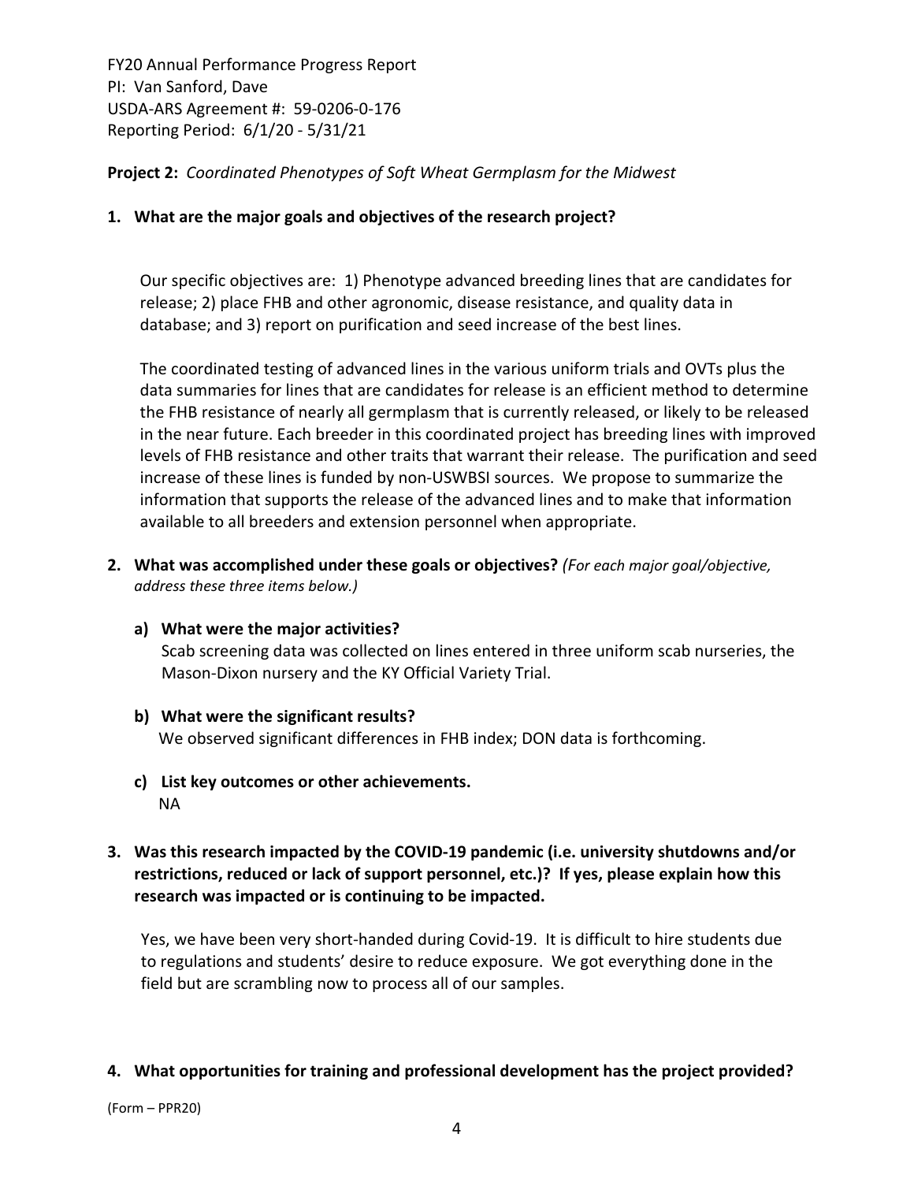FY20 Annual Performance Progress Report
PI: Van Sanford, Dave
USDA-ARS Agreement #: 59-0206-0-176
Reporting Period: 6/1/20 - 5/31/21

**Project 2:** *Coordinated Phenotypes of Soft Wheat Germplasm for the Midwest*

**1. What are the major goals and objectives of the research project?**

Our specific objectives are: 1) Phenotype advanced breeding lines that are candidates for release; 2) place FHB and other agronomic, disease resistance, and quality data in database; and 3) report on purification and seed increase of the best lines.

The coordinated testing of advanced lines in the various uniform trials and OVTs plus the data summaries for lines that are candidates for release is an efficient method to determine the FHB resistance of nearly all germplasm that is currently released, or likely to be released in the near future. Each breeder in this coordinated project has breeding lines with improved levels of FHB resistance and other traits that warrant their release. The purification and seed increase of these lines is funded by non-USWBSI sources. We propose to summarize the information that supports the release of the advanced lines and to make that information available to all breeders and extension personnel when appropriate.

**2. What was accomplished under these goals or objectives?** *(For each major goal/objective, address these three items below.)*

**a) What were the major activities?**

Scab screening data was collected on lines entered in three uniform scab nurseries, the Mason-Dixon nursery and the KY Official Variety Trial.

**b) What were the significant results?**

We observed significant differences in FHB index; DON data is forthcoming.

**c) List key outcomes or other achievements.**

NA

**3. Was this research impacted by the COVID-19 pandemic (i.e. university shutdowns and/or restrictions, reduced or lack of support personnel, etc.)? If yes, please explain how this research was impacted or is continuing to be impacted.**

Yes, we have been very short-handed during Covid-19. It is difficult to hire students due to regulations and students' desire to reduce exposure. We got everything done in the field but are scrambling now to process all of our samples.

**4. What opportunities for training and professional development has the project provided?**

(Form – PPR20)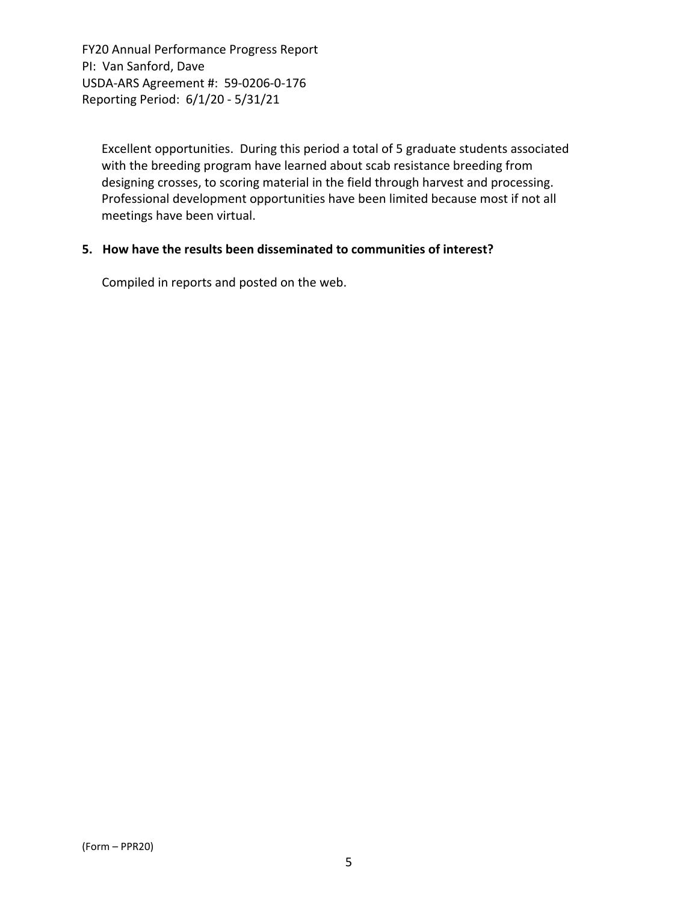Excellent opportunities. During this period a total of 5 graduate students associated with the breeding program have learned about scab resistance breeding from designing crosses, to scoring material in the field through harvest and processing. Professional development opportunities have been limited because most if not all meetings have been virtual.

**5. How have the results been disseminated to communities of interest?**

Compiled in reports and posted on the web.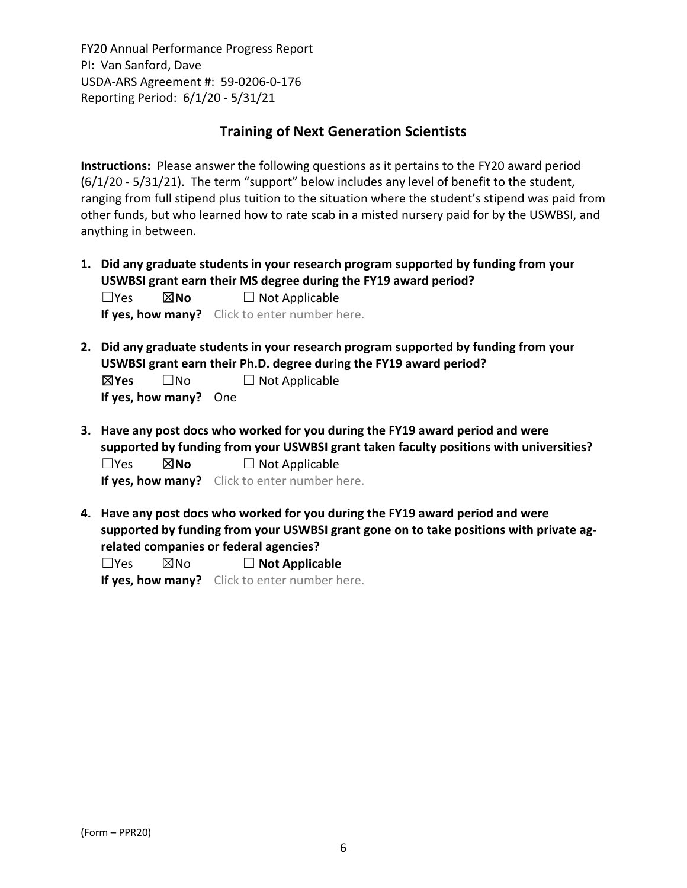FY20 Annual Performance Progress Report
PI: Van Sanford, Dave
USDA-ARS Agreement #: 59-0206-0-176
Reporting Period: 6/1/20 - 5/31/21

## Training of Next Generation Scientists

**Instructions:** Please answer the following questions as it pertains to the FY20 award period (6/1/20 - 5/31/21). The term "support" below includes any level of benefit to the student, ranging from full stipend plus tuition to the situation where the student's stipend was paid from other funds, but who learned how to rate scab in a misted nursery paid for by the USWBSI, and anything in between.

1. **Did any graduate students in your research program supported by funding from your USWBSI grant earn their MS degree during the FY19 award period?**
   ☐Yes ☒**No** ☐ Not Applicable
   **If yes, how many?** Click to enter number here.

2. **Did any graduate students in your research program supported by funding from your USWBSI grant earn their Ph.D. degree during the FY19 award period?**
   ☒**Yes** ☐No ☐ Not Applicable
   **If yes, how many?** One

3. **Have any post docs who worked for you during the FY19 award period and were supported by funding from your USWBSI grant taken faculty positions with universities?**
   ☐Yes ☒**No** ☐ Not Applicable
   **If yes, how many?** Click to enter number here.

4. **Have any post docs who worked for you during the FY19 award period and were supported by funding from your USWBSI grant gone on to take positions with private ag-related companies or federal agencies?**
   ☐Yes ☒No ☐ **Not Applicable**
   **If yes, how many?** Click to enter number here.

(Form – PPR20)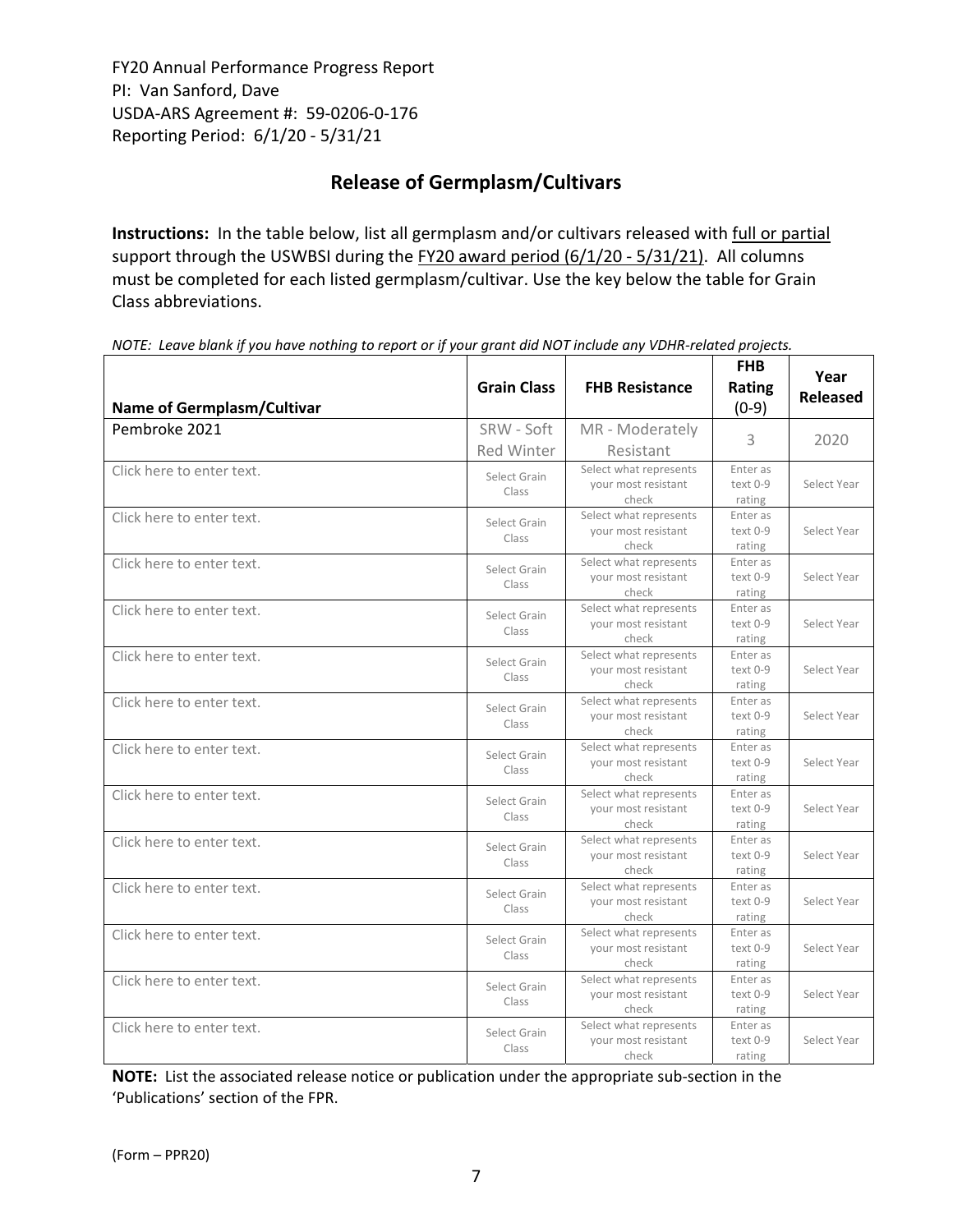FY20 Annual Performance Progress Report
PI: Van Sanford, Dave
USDA-ARS Agreement #: 59-0206-0-176
Reporting Period: 6/1/20 - 5/31/21

## Release of Germplasm/Cultivars

**Instructions:** In the table below, list all germplasm and/or cultivars released with full or partial support through the USWBSI during the FY20 award period (6/1/20 - 5/31/21). All columns must be completed for each listed germplasm/cultivar. Use the key below the table for Grain Class abbreviations.

*NOTE: Leave blank if you have nothing to report or if your grant did NOT include any VDHR-related projects.*

| Name of Germplasm/Cultivar | Grain Class | FHB Resistance | FHB Rating (0-9) | Year Released |
|---|---|---|---|---|
| Pembroke 2021 | SRW - Soft Red Winter | MR - Moderately Resistant | 3 | 2020 |
| Click here to enter text. | Select Grain Class | Select what represents your most resistant check | Enter as text 0-9 rating | Select Year |
| Click here to enter text. | Select Grain Class | Select what represents your most resistant check | Enter as text 0-9 rating | Select Year |
| Click here to enter text. | Select Grain Class | Select what represents your most resistant check | Enter as text 0-9 rating | Select Year |
| Click here to enter text. | Select Grain Class | Select what represents your most resistant check | Enter as text 0-9 rating | Select Year |
| Click here to enter text. | Select Grain Class | Select what represents your most resistant check | Enter as text 0-9 rating | Select Year |
| Click here to enter text. | Select Grain Class | Select what represents your most resistant check | Enter as text 0-9 rating | Select Year |
| Click here to enter text. | Select Grain Class | Select what represents your most resistant check | Enter as text 0-9 rating | Select Year |
| Click here to enter text. | Select Grain Class | Select what represents your most resistant check | Enter as text 0-9 rating | Select Year |
| Click here to enter text. | Select Grain Class | Select what represents your most resistant check | Enter as text 0-9 rating | Select Year |
| Click here to enter text. | Select Grain Class | Select what represents your most resistant check | Enter as text 0-9 rating | Select Year |
| Click here to enter text. | Select Grain Class | Select what represents your most resistant check | Enter as text 0-9 rating | Select Year |
| Click here to enter text. | Select Grain Class | Select what represents your most resistant check | Enter as text 0-9 rating | Select Year |
| Click here to enter text. | Select Grain Class | Select what represents your most resistant check | Enter as text 0-9 rating | Select Year |

**NOTE:** List the associated release notice or publication under the appropriate sub-section in the 'Publications' section of the FPR.

(Form – PPR20)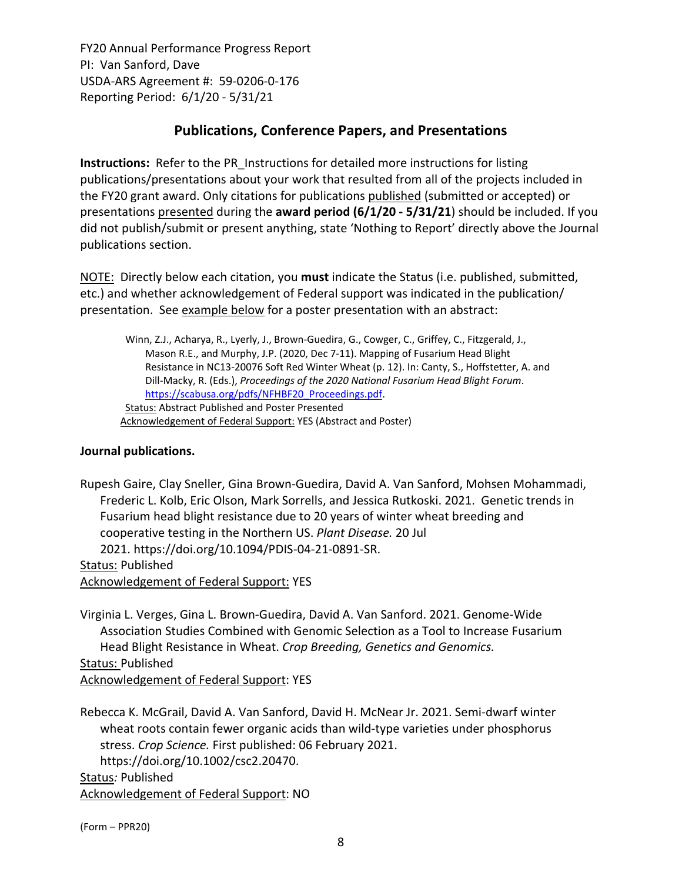FY20 Annual Performance Progress Report
PI: Van Sanford, Dave
USDA-ARS Agreement #: 59-0206-0-176
Reporting Period: 6/1/20 - 5/31/21

## Publications, Conference Papers, and Presentations

**Instructions:** Refer to the PR_Instructions for detailed more instructions for listing publications/presentations about your work that resulted from all of the projects included in the FY20 grant award. Only citations for publications published (submitted or accepted) or presentations presented during the **award period (6/1/20 - 5/31/21**) should be included. If you did not publish/submit or present anything, state 'Nothing to Report' directly above the Journal publications section.

NOTE: Directly below each citation, you **must** indicate the Status (i.e. published, submitted, etc.) and whether acknowledgement of Federal support was indicated in the publication/ presentation. See example below for a poster presentation with an abstract:

> Winn, Z.J., Acharya, R., Lyerly, J., Brown-Guedira, G., Cowger, C., Griffey, C., Fitzgerald, J., Mason R.E., and Murphy, J.P. (2020, Dec 7-11). Mapping of Fusarium Head Blight Resistance in NC13-20076 Soft Red Winter Wheat (p. 12). In: Canty, S., Hoffstetter, A. and Dill-Macky, R. (Eds.), *Proceedings of the 2020 National Fusarium Head Blight Forum*. https://scabusa.org/pdfs/NFHBF20_Proceedings.pdf.
> Status: Abstract Published and Poster Presented
> Acknowledgement of Federal Support: YES (Abstract and Poster)

**Journal publications.**

Rupesh Gaire, Clay Sneller, Gina Brown-Guedira, David A. Van Sanford, Mohsen Mohammadi, Frederic L. Kolb, Eric Olson, Mark Sorrells, and Jessica Rutkoski. 2021. Genetic trends in Fusarium head blight resistance due to 20 years of winter wheat breeding and cooperative testing in the Northern US. *Plant Disease.* 20 Jul 2021. https://doi.org/10.1094/PDIS-04-21-0891-SR.
Status: Published
Acknowledgement of Federal Support: YES

Virginia L. Verges, Gina L. Brown-Guedira, David A. Van Sanford. 2021. Genome-Wide Association Studies Combined with Genomic Selection as a Tool to Increase Fusarium Head Blight Resistance in Wheat. *Crop Breeding, Genetics and Genomics.*
Status: Published
Acknowledgement of Federal Support: YES

Rebecca K. McGrail, David A. Van Sanford, David H. McNear Jr. 2021. Semi-dwarf winter wheat roots contain fewer organic acids than wild-type varieties under phosphorus stress. *Crop Science.* First published: 06 February 2021. https://doi.org/10.1002/csc2.20470.
Status*:* Published
Acknowledgement of Federal Support: NO

(Form – PPR20)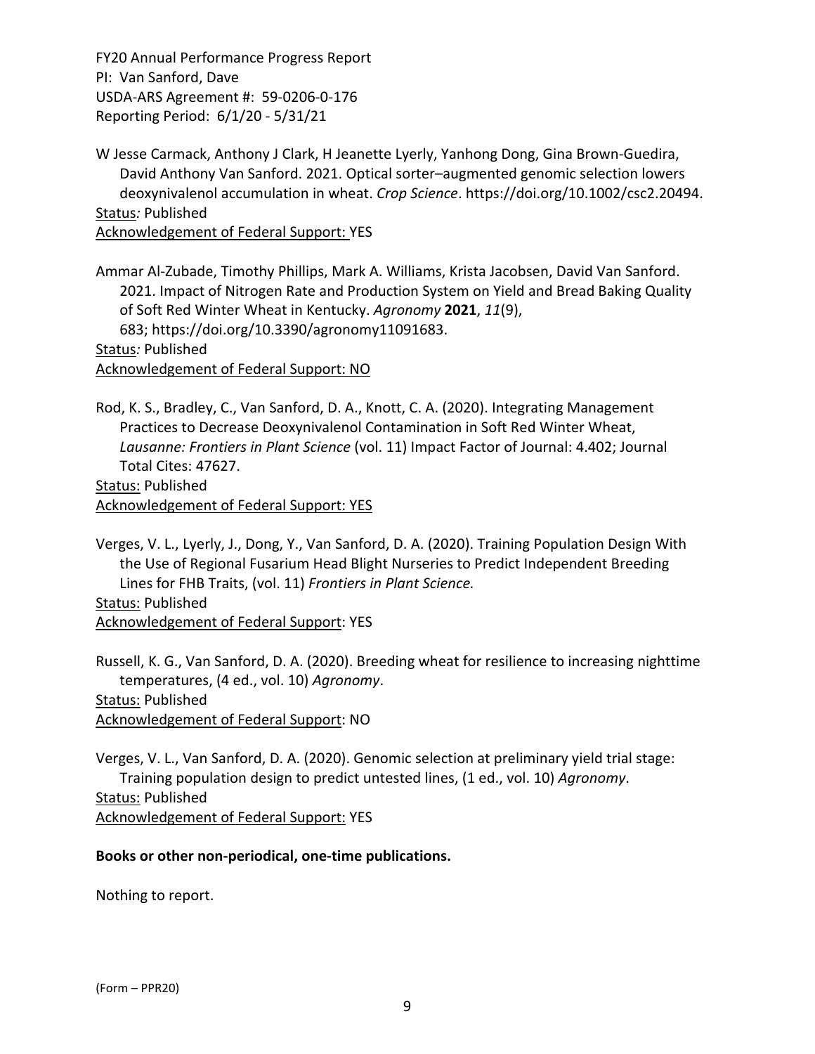W Jesse Carmack, Anthony J Clark, H Jeanette Lyerly, Yanhong Dong, Gina Brown-Guedira, David Anthony Van Sanford. 2021. Optical sorter–augmented genomic selection lowers deoxynivalenol accumulation in wheat. *Crop Science*. https://doi.org/10.1002/csc2.20494.
Status*:* Published
Acknowledgement of Federal Support: YES

Ammar Al-Zubade, Timothy Phillips, Mark A. Williams, Krista Jacobsen, David Van Sanford. 2021. Impact of Nitrogen Rate and Production System on Yield and Bread Baking Quality of Soft Red Winter Wheat in Kentucky. *Agronomy* **2021**, *11*(9), 683; https://doi.org/10.3390/agronomy11091683.
Status*:* Published
Acknowledgement of Federal Support: NO

Rod, K. S., Bradley, C., Van Sanford, D. A., Knott, C. A. (2020). Integrating Management Practices to Decrease Deoxynivalenol Contamination in Soft Red Winter Wheat, *Lausanne: Frontiers in Plant Science* (vol. 11) Impact Factor of Journal: 4.402; Journal Total Cites: 47627.
Status: Published
Acknowledgement of Federal Support: YES

Verges, V. L., Lyerly, J., Dong, Y., Van Sanford, D. A. (2020). Training Population Design With the Use of Regional Fusarium Head Blight Nurseries to Predict Independent Breeding Lines for FHB Traits, (vol. 11) *Frontiers in Plant Science.*
Status: Published
Acknowledgement of Federal Support: YES

Russell, K. G., Van Sanford, D. A. (2020). Breeding wheat for resilience to increasing nighttime temperatures, (4 ed., vol. 10) *Agronomy*.
Status: Published
Acknowledgement of Federal Support: NO

Verges, V. L., Van Sanford, D. A. (2020). Genomic selection at preliminary yield trial stage: Training population design to predict untested lines, (1 ed., vol. 10) *Agronomy*.
Status: Published
Acknowledgement of Federal Support: YES

**Books or other non-periodical, one-time publications.**

Nothing to report.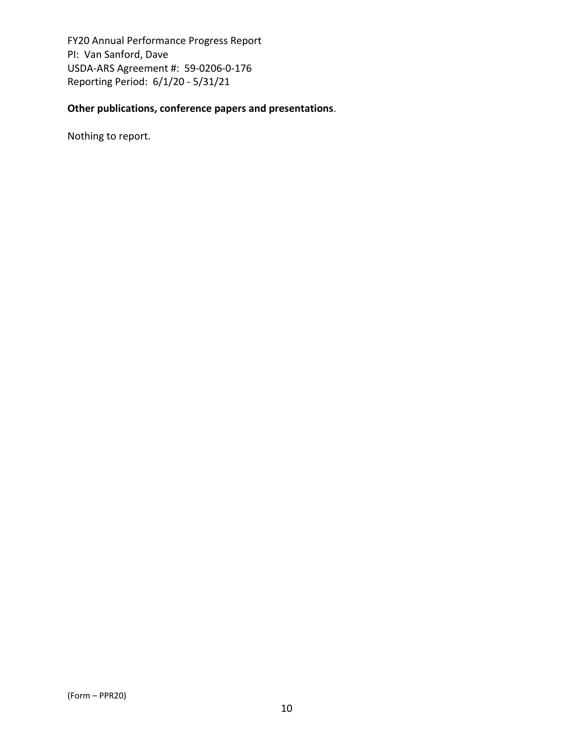**Other publications, conference papers and presentations**.

Nothing to report.